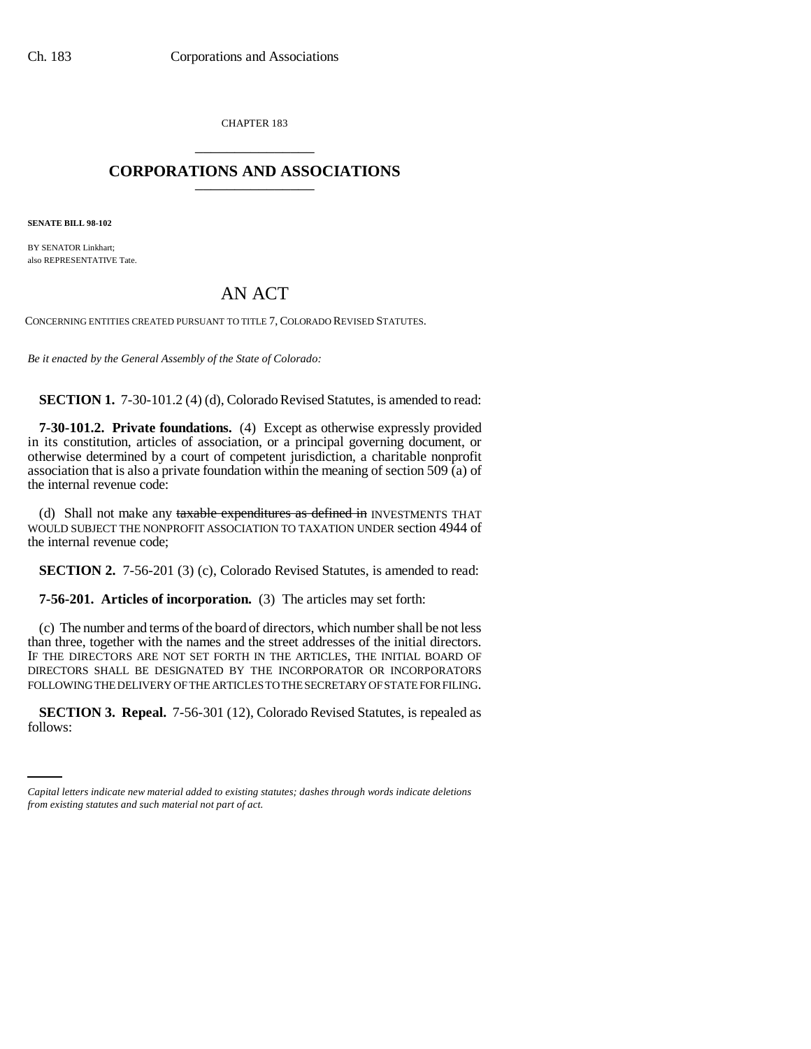CHAPTER 183

# CORPORATIONS AND ASSOCIATIONS

**SENATE BILL 98-102**

BY SENATOR Linkhart;
also REPRESENTATIVE Tate.

# AN ACT

CONCERNING ENTITIES CREATED PURSUANT TO TITLE 7, COLORADO REVISED STATUTES.

*Be it enacted by the General Assembly of the State of Colorado:*

**SECTION 1.** 7-30-101.2 (4) (d), Colorado Revised Statutes, is amended to read:

**7-30-101.2. Private foundations.** (4) Except as otherwise expressly provided in its constitution, articles of association, or a principal governing document, or otherwise determined by a court of competent jurisdiction, a charitable nonprofit association that is also a private foundation within the meaning of section 509 (a) of the internal revenue code:

(d) Shall not make any ~~taxable expenditures as defined in~~ INVESTMENTS THAT WOULD SUBJECT THE NONPROFIT ASSOCIATION TO TAXATION UNDER section 4944 of the internal revenue code;

**SECTION 2.** 7-56-201 (3) (c), Colorado Revised Statutes, is amended to read:

**7-56-201. Articles of incorporation.** (3) The articles may set forth:

(c) The number and terms of the board of directors, which number shall be not less than three, together with the names and the street addresses of the initial directors. IF THE DIRECTORS ARE NOT SET FORTH IN THE ARTICLES, THE INITIAL BOARD OF DIRECTORS SHALL BE DESIGNATED BY THE INCORPORATOR OR INCORPORATORS FOLLOWING THE DELIVERY OF THE ARTICLES TO THE SECRETARY OF STATE FOR FILING.

**SECTION 3. Repeal.** 7-56-301 (12), Colorado Revised Statutes, is repealed as follows:

*Capital letters indicate new material added to existing statutes; dashes through words indicate deletions from existing statutes and such material not part of act.*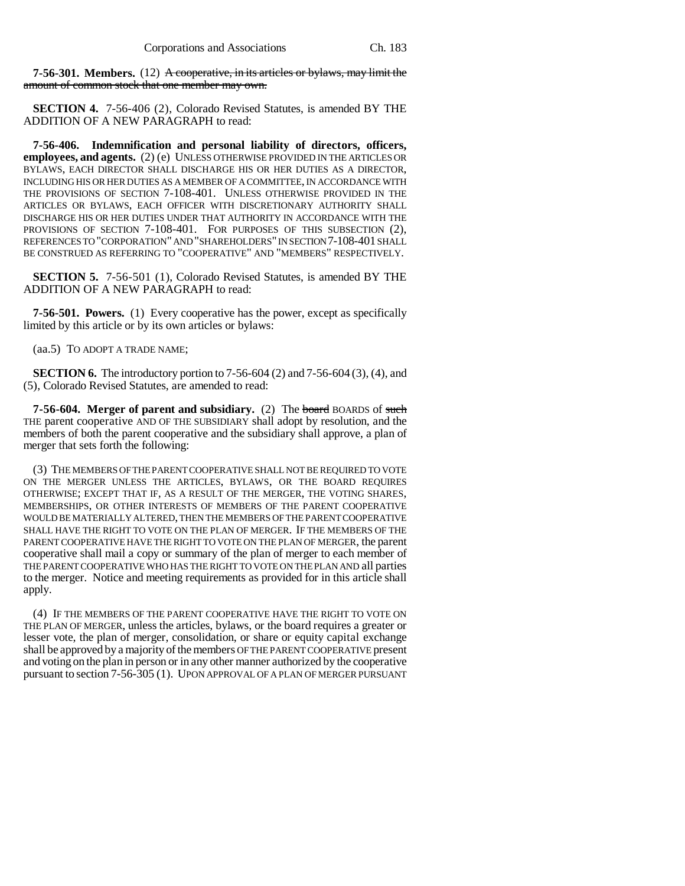**7-56-301. Members.** (12) ~~A cooperative, in its articles or bylaws, may limit the amount of common stock that one member may own.~~

**SECTION 4.** 7-56-406 (2), Colorado Revised Statutes, is amended BY THE ADDITION OF A NEW PARAGRAPH to read:

**7-56-406. Indemnification and personal liability of directors, officers, employees, and agents.** (2) (e) UNLESS OTHERWISE PROVIDED IN THE ARTICLES OR BYLAWS, EACH DIRECTOR SHALL DISCHARGE HIS OR HER DUTIES AS A DIRECTOR, INCLUDING HIS OR HER DUTIES AS A MEMBER OF A COMMITTEE, IN ACCORDANCE WITH THE PROVISIONS OF SECTION 7-108-401. UNLESS OTHERWISE PROVIDED IN THE ARTICLES OR BYLAWS, EACH OFFICER WITH DISCRETIONARY AUTHORITY SHALL DISCHARGE HIS OR HER DUTIES UNDER THAT AUTHORITY IN ACCORDANCE WITH THE PROVISIONS OF SECTION 7-108-401. FOR PURPOSES OF THIS SUBSECTION (2), REFERENCES TO "CORPORATION" AND "SHAREHOLDERS" IN SECTION 7-108-401 SHALL BE CONSTRUED AS REFERRING TO "COOPERATIVE" AND "MEMBERS" RESPECTIVELY.

**SECTION 5.** 7-56-501 (1), Colorado Revised Statutes, is amended BY THE ADDITION OF A NEW PARAGRAPH to read:

**7-56-501. Powers.** (1) Every cooperative has the power, except as specifically limited by this article or by its own articles or bylaws:

(aa.5) TO ADOPT A TRADE NAME;

**SECTION 6.** The introductory portion to 7-56-604 (2) and 7-56-604 (3), (4), and (5), Colorado Revised Statutes, are amended to read:

**7-56-604. Merger of parent and subsidiary.** (2) The ~~board~~ BOARDS of ~~such~~ THE parent cooperative AND OF THE SUBSIDIARY shall adopt by resolution, and the members of both the parent cooperative and the subsidiary shall approve, a plan of merger that sets forth the following:

(3) THE MEMBERS OF THE PARENT COOPERATIVE SHALL NOT BE REQUIRED TO VOTE ON THE MERGER UNLESS THE ARTICLES, BYLAWS, OR THE BOARD REQUIRES OTHERWISE; EXCEPT THAT IF, AS A RESULT OF THE MERGER, THE VOTING SHARES, MEMBERSHIPS, OR OTHER INTERESTS OF MEMBERS OF THE PARENT COOPERATIVE WOULD BE MATERIALLY ALTERED, THEN THE MEMBERS OF THE PARENT COOPERATIVE SHALL HAVE THE RIGHT TO VOTE ON THE PLAN OF MERGER. IF THE MEMBERS OF THE PARENT COOPERATIVE HAVE THE RIGHT TO VOTE ON THE PLAN OF MERGER, the parent cooperative shall mail a copy or summary of the plan of merger to each member of THE PARENT COOPERATIVE WHO HAS THE RIGHT TO VOTE ON THE PLAN AND all parties to the merger. Notice and meeting requirements as provided for in this article shall apply.

(4) IF THE MEMBERS OF THE PARENT COOPERATIVE HAVE THE RIGHT TO VOTE ON THE PLAN OF MERGER, unless the articles, bylaws, or the board requires a greater or lesser vote, the plan of merger, consolidation, or share or equity capital exchange shall be approved by a majority of the members OF THE PARENT COOPERATIVE present and voting on the plan in person or in any other manner authorized by the cooperative pursuant to section 7-56-305 (1). UPON APPROVAL OF A PLAN OF MERGER PURSUANT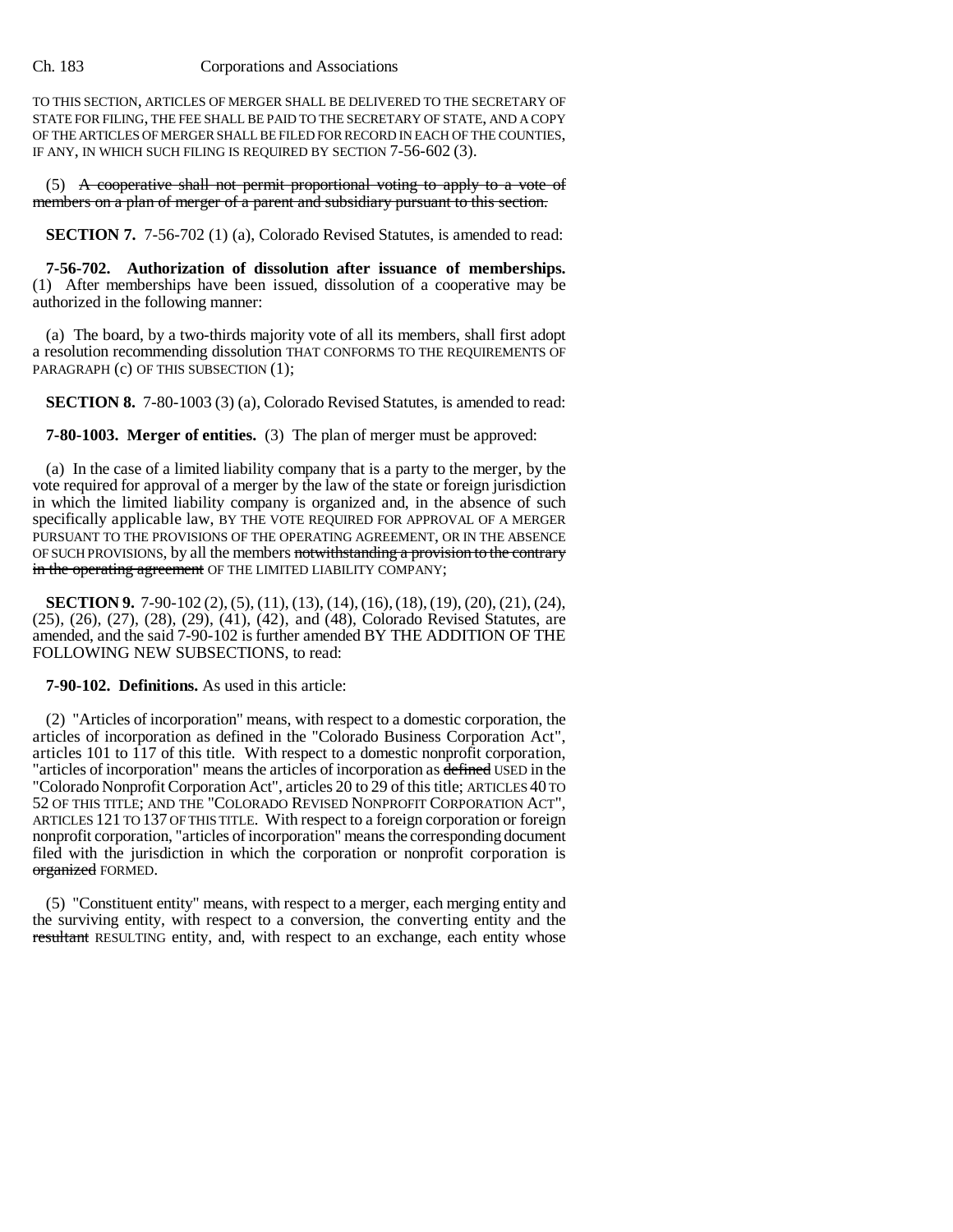TO THIS SECTION, ARTICLES OF MERGER SHALL BE DELIVERED TO THE SECRETARY OF STATE FOR FILING, THE FEE SHALL BE PAID TO THE SECRETARY OF STATE, AND A COPY OF THE ARTICLES OF MERGER SHALL BE FILED FOR RECORD IN EACH OF THE COUNTIES, IF ANY, IN WHICH SUCH FILING IS REQUIRED BY SECTION 7-56-602 (3).

(5) ~~A cooperative shall not permit proportional voting to apply to a vote of members on a plan of merger of a parent and subsidiary pursuant to this section.~~

**SECTION 7.** 7-56-702 (1) (a), Colorado Revised Statutes, is amended to read:

**7-56-702. Authorization of dissolution after issuance of memberships.** (1) After memberships have been issued, dissolution of a cooperative may be authorized in the following manner:

(a) The board, by a two-thirds majority vote of all its members, shall first adopt a resolution recommending dissolution THAT CONFORMS TO THE REQUIREMENTS OF PARAGRAPH (c) OF THIS SUBSECTION (1);

**SECTION 8.** 7-80-1003 (3) (a), Colorado Revised Statutes, is amended to read:

**7-80-1003. Merger of entities.** (3) The plan of merger must be approved:

(a) In the case of a limited liability company that is a party to the merger, by the vote required for approval of a merger by the law of the state or foreign jurisdiction in which the limited liability company is organized and, in the absence of such specifically applicable law, BY THE VOTE REQUIRED FOR APPROVAL OF A MERGER PURSUANT TO THE PROVISIONS OF THE OPERATING AGREEMENT, OR IN THE ABSENCE OF SUCH PROVISIONS, by all the members ~~notwithstanding a provision to the contrary in the operating agreement~~ OF THE LIMITED LIABILITY COMPANY;

**SECTION 9.** 7-90-102 (2), (5), (11), (13), (14), (16), (18), (19), (20), (21), (24), (25), (26), (27), (28), (29), (41), (42), and (48), Colorado Revised Statutes, are amended, and the said 7-90-102 is further amended BY THE ADDITION OF THE FOLLOWING NEW SUBSECTIONS, to read:

**7-90-102. Definitions.** As used in this article:

(2) "Articles of incorporation" means, with respect to a domestic corporation, the articles of incorporation as defined in the "Colorado Business Corporation Act", articles 101 to 117 of this title. With respect to a domestic nonprofit corporation, "articles of incorporation" means the articles of incorporation as ~~defined~~ USED in the "Colorado Nonprofit Corporation Act", articles 20 to 29 of this title; ARTICLES 40 TO 52 OF THIS TITLE; AND THE "COLORADO REVISED NONPROFIT CORPORATION ACT", ARTICLES 121 TO 137 OF THIS TITLE. With respect to a foreign corporation or foreign nonprofit corporation, "articles of incorporation" means the corresponding document filed with the jurisdiction in which the corporation or nonprofit corporation is ~~organized~~ FORMED.

(5) "Constituent entity" means, with respect to a merger, each merging entity and the surviving entity, with respect to a conversion, the converting entity and the ~~resultant~~ RESULTING entity, and, with respect to an exchange, each entity whose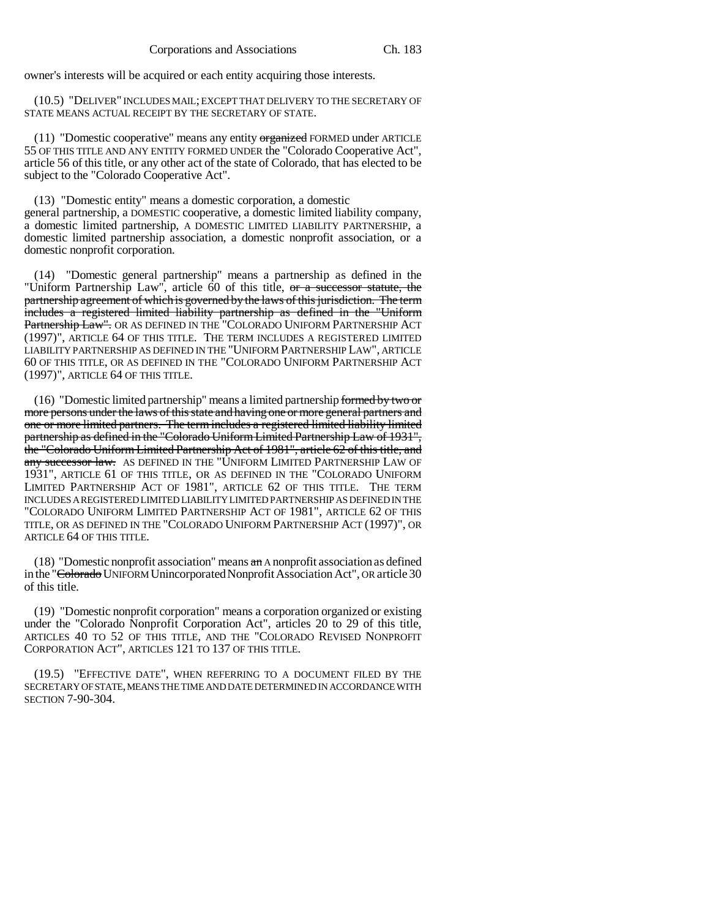owner's interests will be acquired or each entity acquiring those interests.

(10.5) "DELIVER" INCLUDES MAIL; EXCEPT THAT DELIVERY TO THE SECRETARY OF STATE MEANS ACTUAL RECEIPT BY THE SECRETARY OF STATE.

(11) "Domestic cooperative" means any entity ~~organized~~ FORMED under ARTICLE 55 OF THIS TITLE AND ANY ENTITY FORMED UNDER the "Colorado Cooperative Act", article 56 of this title, or any other act of the state of Colorado, that has elected to be subject to the "Colorado Cooperative Act".

(13) "Domestic entity" means a domestic corporation, a domestic general partnership, a DOMESTIC cooperative, a domestic limited liability company, a domestic limited partnership, A DOMESTIC LIMITED LIABILITY PARTNERSHIP, a domestic limited partnership association, a domestic nonprofit association, or a domestic nonprofit corporation.

(14) "Domestic general partnership" means a partnership as defined in the "Uniform Partnership Law", article 60 of this title, ~~or a successor statute, the partnership agreement of which is governed by the laws of this jurisdiction. The term includes a registered limited liability partnership as defined in the "Uniform Partnership Law".~~ OR AS DEFINED IN THE "COLORADO UNIFORM PARTNERSHIP ACT (1997)", ARTICLE 64 OF THIS TITLE. THE TERM INCLUDES A REGISTERED LIMITED LIABILITY PARTNERSHIP AS DEFINED IN THE "UNIFORM PARTNERSHIP LAW", ARTICLE 60 OF THIS TITLE, OR AS DEFINED IN THE "COLORADO UNIFORM PARTNERSHIP ACT (1997)", ARTICLE 64 OF THIS TITLE.

(16) "Domestic limited partnership" means a limited partnership ~~formed by two or more persons under the laws of this state and having one or more general partners and one or more limited partners. The term includes a registered limited liability limited partnership as defined in the "Colorado Uniform Limited Partnership Law of 1931", the "Colorado Uniform Limited Partnership Act of 1981", article 62 of this title, and any successor law.~~ AS DEFINED IN THE "UNIFORM LIMITED PARTNERSHIP LAW OF 1931", ARTICLE 61 OF THIS TITLE, OR AS DEFINED IN THE "COLORADO UNIFORM LIMITED PARTNERSHIP ACT OF 1981", ARTICLE 62 OF THIS TITLE. THE TERM INCLUDES A REGISTERED LIMITED LIABILITY LIMITED PARTNERSHIP AS DEFINED IN THE "COLORADO UNIFORM LIMITED PARTNERSHIP ACT OF 1981", ARTICLE 62 OF THIS TITLE, OR AS DEFINED IN THE "COLORADO UNIFORM PARTNERSHIP ACT (1997)", OR ARTICLE 64 OF THIS TITLE.

(18) "Domestic nonprofit association" means ~~an~~ A nonprofit association as defined in the "~~Colorado~~ UNIFORM Unincorporated Nonprofit Association Act", OR article 30 of this title.

(19) "Domestic nonprofit corporation" means a corporation organized or existing under the "Colorado Nonprofit Corporation Act", articles 20 to 29 of this title, ARTICLES 40 TO 52 OF THIS TITLE, AND THE "COLORADO REVISED NONPROFIT CORPORATION ACT", ARTICLES 121 TO 137 OF THIS TITLE.

(19.5) "EFFECTIVE DATE", WHEN REFERRING TO A DOCUMENT FILED BY THE SECRETARY OF STATE, MEANS THE TIME AND DATE DETERMINED IN ACCORDANCE WITH SECTION 7-90-304.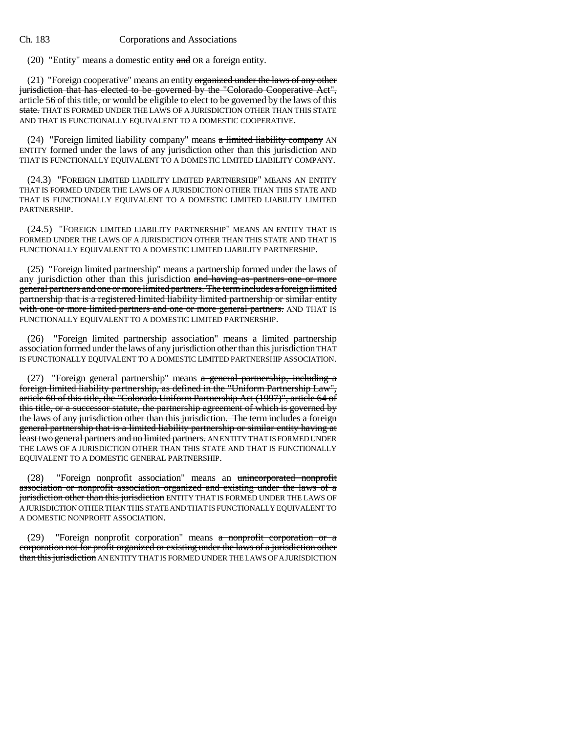(20) "Entity" means a domestic entity ~~and~~ OR a foreign entity.

(21) "Foreign cooperative" means an entity ~~organized under the laws of any other jurisdiction that has elected to be governed by the "Colorado Cooperative Act", article 56 of this title, or would be eligible to elect to be governed by the laws of this state.~~ THAT IS FORMED UNDER THE LAWS OF A JURISDICTION OTHER THAN THIS STATE AND THAT IS FUNCTIONALLY EQUIVALENT TO A DOMESTIC COOPERATIVE.

(24) "Foreign limited liability company" means ~~a limited liability company~~ AN ENTITY formed under the laws of any jurisdiction other than this jurisdiction AND THAT IS FUNCTIONALLY EQUIVALENT TO A DOMESTIC LIMITED LIABILITY COMPANY.

(24.3) "FOREIGN LIMITED LIABILITY LIMITED PARTNERSHIP" MEANS AN ENTITY THAT IS FORMED UNDER THE LAWS OF A JURISDICTION OTHER THAN THIS STATE AND THAT IS FUNCTIONALLY EQUIVALENT TO A DOMESTIC LIMITED LIABILITY LIMITED PARTNERSHIP.

(24.5) "FOREIGN LIMITED LIABILITY PARTNERSHIP" MEANS AN ENTITY THAT IS FORMED UNDER THE LAWS OF A JURISDICTION OTHER THAN THIS STATE AND THAT IS FUNCTIONALLY EQUIVALENT TO A DOMESTIC LIMITED LIABILITY PARTNERSHIP.

(25) "Foreign limited partnership" means a partnership formed under the laws of any jurisdiction other than this jurisdiction ~~and having as partners one or more general partners and one or more limited partners. The term includes a foreign limited partnership that is a registered limited liability limited partnership or similar entity with one or more limited partners and one or more general partners.~~ AND THAT IS FUNCTIONALLY EQUIVALENT TO A DOMESTIC LIMITED PARTNERSHIP.

(26) "Foreign limited partnership association" means a limited partnership association formed under the laws of any jurisdiction other than this jurisdiction THAT IS FUNCTIONALLY EQUIVALENT TO A DOMESTIC LIMITED PARTNERSHIP ASSOCIATION.

(27) "Foreign general partnership" means ~~a general partnership, including a foreign limited liability partnership, as defined in the "Uniform Partnership Law", article 60 of this title, the "Colorado Uniform Partnership Act (1997)", article 64 of this title, or a successor statute, the partnership agreement of which is governed by the laws of any jurisdiction other than this jurisdiction. The term includes a foreign general partnership that is a limited liability partnership or similar entity having at least two general partners and no limited partners.~~ AN ENTITY THAT IS FORMED UNDER THE LAWS OF A JURISDICTION OTHER THAN THIS STATE AND THAT IS FUNCTIONALLY EQUIVALENT TO A DOMESTIC GENERAL PARTNERSHIP.

(28) "Foreign nonprofit association" means an ~~unincorporated nonprofit association or nonprofit association organized and existing under the laws of a jurisdiction other than this jurisdiction~~ ENTITY THAT IS FORMED UNDER THE LAWS OF A JURISDICTION OTHER THAN THIS STATE AND THAT IS FUNCTIONALLY EQUIVALENT TO A DOMESTIC NONPROFIT ASSOCIATION.

(29) "Foreign nonprofit corporation" means ~~a nonprofit corporation or a corporation not for profit organized or existing under the laws of a jurisdiction other than this jurisdiction~~ AN ENTITY THAT IS FORMED UNDER THE LAWS OF A JURISDICTION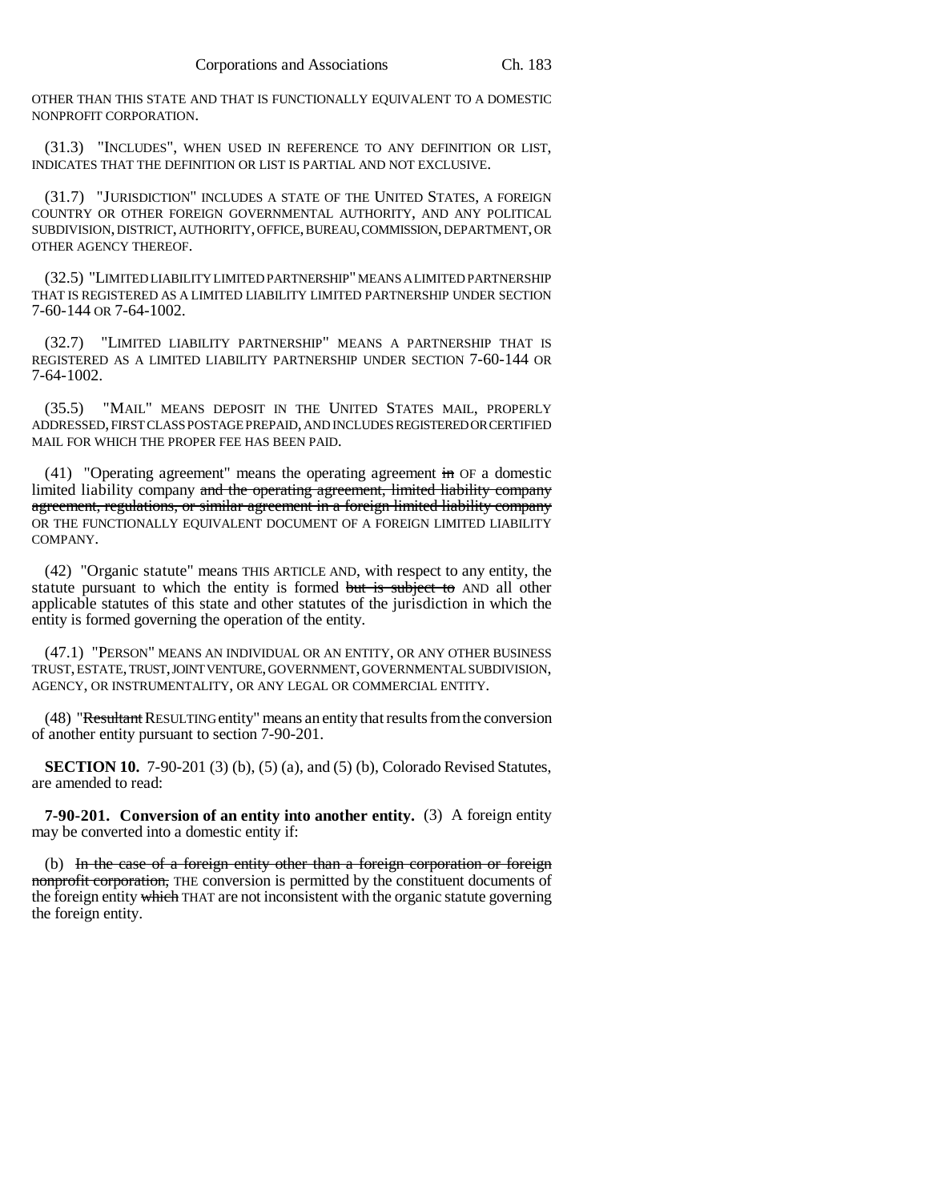OTHER THAN THIS STATE AND THAT IS FUNCTIONALLY EQUIVALENT TO A DOMESTIC NONPROFIT CORPORATION.

(31.3) "INCLUDES", WHEN USED IN REFERENCE TO ANY DEFINITION OR LIST, INDICATES THAT THE DEFINITION OR LIST IS PARTIAL AND NOT EXCLUSIVE.

(31.7) "JURISDICTION" INCLUDES A STATE OF THE UNITED STATES, A FOREIGN COUNTRY OR OTHER FOREIGN GOVERNMENTAL AUTHORITY, AND ANY POLITICAL SUBDIVISION, DISTRICT, AUTHORITY, OFFICE, BUREAU, COMMISSION, DEPARTMENT, OR OTHER AGENCY THEREOF.

(32.5) "LIMITED LIABILITY LIMITED PARTNERSHIP" MEANS A LIMITED PARTNERSHIP THAT IS REGISTERED AS A LIMITED LIABILITY LIMITED PARTNERSHIP UNDER SECTION 7-60-144 OR 7-64-1002.

(32.7) "LIMITED LIABILITY PARTNERSHIP" MEANS A PARTNERSHIP THAT IS REGISTERED AS A LIMITED LIABILITY PARTNERSHIP UNDER SECTION 7-60-144 OR 7-64-1002.

(35.5) "MAIL" MEANS DEPOSIT IN THE UNITED STATES MAIL, PROPERLY ADDRESSED, FIRST CLASS POSTAGE PREPAID, AND INCLUDES REGISTERED OR CERTIFIED MAIL FOR WHICH THE PROPER FEE HAS BEEN PAID.

(41) "Operating agreement" means the operating agreement ~~in~~ OF a domestic limited liability company ~~and the operating agreement, limited liability company agreement, regulations, or similar agreement in a foreign limited liability company~~ OR THE FUNCTIONALLY EQUIVALENT DOCUMENT OF A FOREIGN LIMITED LIABILITY COMPANY.

(42) "Organic statute" means THIS ARTICLE AND, with respect to any entity, the statute pursuant to which the entity is formed ~~but is subject to~~ AND all other applicable statutes of this state and other statutes of the jurisdiction in which the entity is formed governing the operation of the entity.

(47.1) "PERSON" MEANS AN INDIVIDUAL OR AN ENTITY, OR ANY OTHER BUSINESS TRUST, ESTATE, TRUST, JOINT VENTURE, GOVERNMENT, GOVERNMENTAL SUBDIVISION, AGENCY, OR INSTRUMENTALITY, OR ANY LEGAL OR COMMERCIAL ENTITY.

(48) "~~Resultant~~ RESULTING entity" means an entity that results from the conversion of another entity pursuant to section 7-90-201.

**SECTION 10.** 7-90-201 (3) (b), (5) (a), and (5) (b), Colorado Revised Statutes, are amended to read:

**7-90-201. Conversion of an entity into another entity.** (3) A foreign entity may be converted into a domestic entity if:

(b) ~~In the case of a foreign entity other than a foreign corporation or foreign nonprofit corporation,~~ THE conversion is permitted by the constituent documents of the foreign entity ~~which~~ THAT are not inconsistent with the organic statute governing the foreign entity.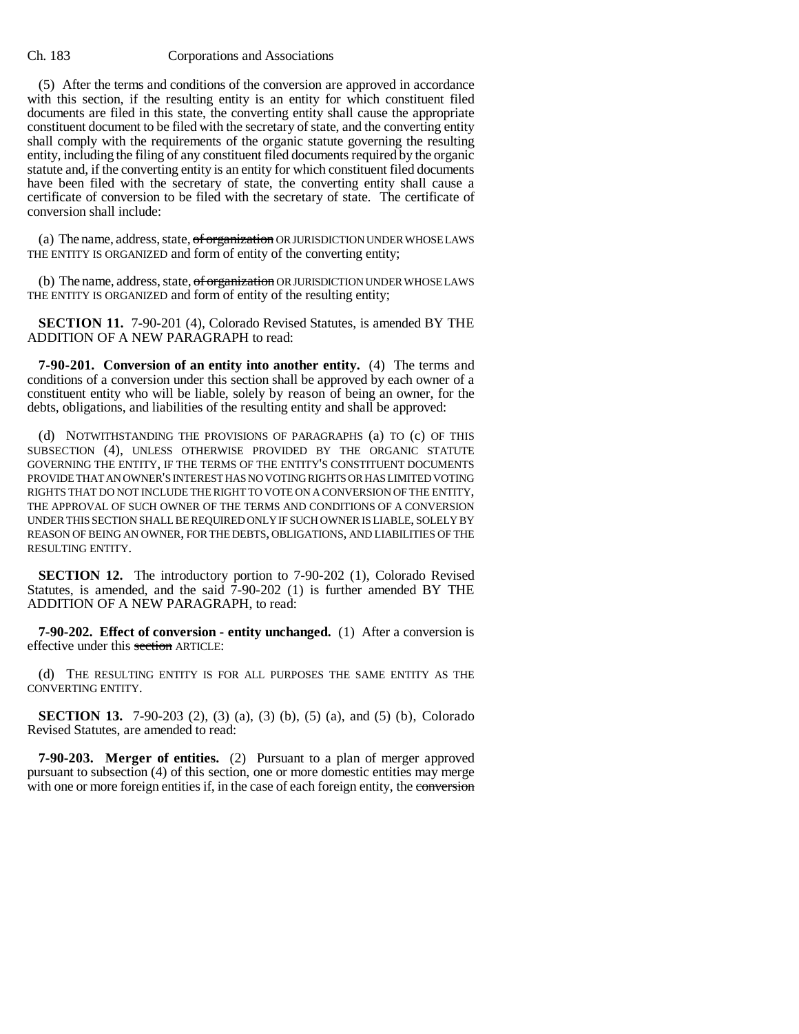(5) After the terms and conditions of the conversion are approved in accordance with this section, if the resulting entity is an entity for which constituent filed documents are filed in this state, the converting entity shall cause the appropriate constituent document to be filed with the secretary of state, and the converting entity shall comply with the requirements of the organic statute governing the resulting entity, including the filing of any constituent filed documents required by the organic statute and, if the converting entity is an entity for which constituent filed documents have been filed with the secretary of state, the converting entity shall cause a certificate of conversion to be filed with the secretary of state. The certificate of conversion shall include:

(a) The name, address, state, ~~of organization~~ OR JURISDICTION UNDER WHOSE LAWS THE ENTITY IS ORGANIZED and form of entity of the converting entity;

(b) The name, address, state, ~~of organization~~ OR JURISDICTION UNDER WHOSE LAWS THE ENTITY IS ORGANIZED and form of entity of the resulting entity;

**SECTION 11.** 7-90-201 (4), Colorado Revised Statutes, is amended BY THE ADDITION OF A NEW PARAGRAPH to read:

**7-90-201. Conversion of an entity into another entity.** (4) The terms and conditions of a conversion under this section shall be approved by each owner of a constituent entity who will be liable, solely by reason of being an owner, for the debts, obligations, and liabilities of the resulting entity and shall be approved:

(d) NOTWITHSTANDING THE PROVISIONS OF PARAGRAPHS (a) TO (c) OF THIS SUBSECTION (4), UNLESS OTHERWISE PROVIDED BY THE ORGANIC STATUTE GOVERNING THE ENTITY, IF THE TERMS OF THE ENTITY'S CONSTITUENT DOCUMENTS PROVIDE THAT AN OWNER'S INTEREST HAS NO VOTING RIGHTS OR HAS LIMITED VOTING RIGHTS THAT DO NOT INCLUDE THE RIGHT TO VOTE ON A CONVERSION OF THE ENTITY, THE APPROVAL OF SUCH OWNER OF THE TERMS AND CONDITIONS OF A CONVERSION UNDER THIS SECTION SHALL BE REQUIRED ONLY IF SUCH OWNER IS LIABLE, SOLELY BY REASON OF BEING AN OWNER, FOR THE DEBTS, OBLIGATIONS, AND LIABILITIES OF THE RESULTING ENTITY.

**SECTION 12.** The introductory portion to 7-90-202 (1), Colorado Revised Statutes, is amended, and the said 7-90-202 (1) is further amended BY THE ADDITION OF A NEW PARAGRAPH, to read:

**7-90-202. Effect of conversion - entity unchanged.** (1) After a conversion is effective under this ~~section~~ ARTICLE:

(d) THE RESULTING ENTITY IS FOR ALL PURPOSES THE SAME ENTITY AS THE CONVERTING ENTITY.

**SECTION 13.** 7-90-203 (2), (3) (a), (3) (b), (5) (a), and (5) (b), Colorado Revised Statutes, are amended to read:

**7-90-203. Merger of entities.** (2) Pursuant to a plan of merger approved pursuant to subsection (4) of this section, one or more domestic entities may merge with one or more foreign entities if, in the case of each foreign entity, the ~~conversion~~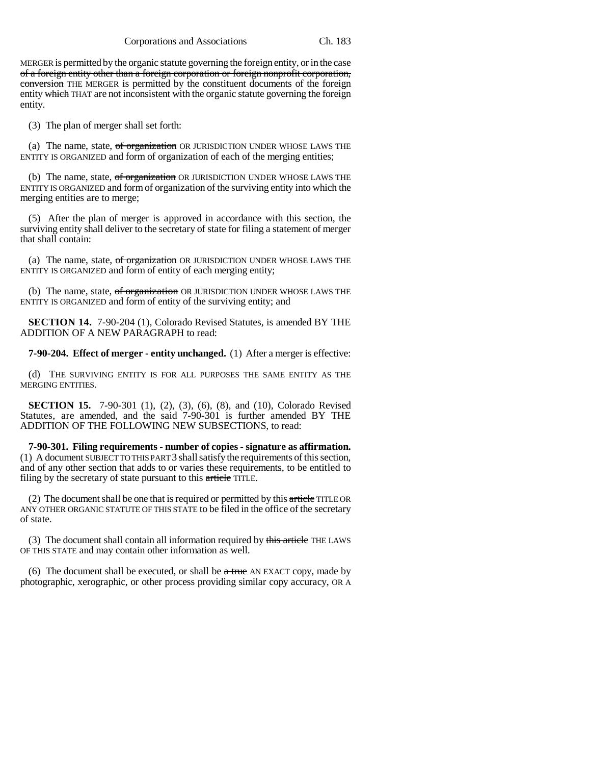MERGER is permitted by the organic statute governing the foreign entity, or ~~in the case of a foreign entity other than a foreign corporation or foreign nonprofit corporation, conversion~~ THE MERGER is permitted by the constituent documents of the foreign entity ~~which~~ THAT are not inconsistent with the organic statute governing the foreign entity.

(3) The plan of merger shall set forth:

(a) The name, state, ~~of organization~~ OR JURISDICTION UNDER WHOSE LAWS THE ENTITY IS ORGANIZED and form of organization of each of the merging entities;

(b) The name, state, ~~of organization~~ OR JURISDICTION UNDER WHOSE LAWS THE ENTITY IS ORGANIZED and form of organization of the surviving entity into which the merging entities are to merge;

(5) After the plan of merger is approved in accordance with this section, the surviving entity shall deliver to the secretary of state for filing a statement of merger that shall contain:

(a) The name, state, ~~of organization~~ OR JURISDICTION UNDER WHOSE LAWS THE ENTITY IS ORGANIZED and form of entity of each merging entity;

(b) The name, state, ~~of organization~~ OR JURISDICTION UNDER WHOSE LAWS THE ENTITY IS ORGANIZED and form of entity of the surviving entity; and

**SECTION 14.** 7-90-204 (1), Colorado Revised Statutes, is amended BY THE ADDITION OF A NEW PARAGRAPH to read:

**7-90-204. Effect of merger - entity unchanged.** (1) After a merger is effective:

(d) THE SURVIVING ENTITY IS FOR ALL PURPOSES THE SAME ENTITY AS THE MERGING ENTITIES.

**SECTION 15.** 7-90-301 (1), (2), (3), (6), (8), and (10), Colorado Revised Statutes, are amended, and the said 7-90-301 is further amended BY THE ADDITION OF THE FOLLOWING NEW SUBSECTIONS, to read:

**7-90-301. Filing requirements - number of copies - signature as affirmation.** (1) A document SUBJECT TO THIS PART 3 shall satisfy the requirements of this section, and of any other section that adds to or varies these requirements, to be entitled to filing by the secretary of state pursuant to this ~~article~~ TITLE.

(2) The document shall be one that is required or permitted by this ~~article~~ TITLE OR ANY OTHER ORGANIC STATUTE OF THIS STATE to be filed in the office of the secretary of state.

(3) The document shall contain all information required by ~~this article~~ THE LAWS OF THIS STATE and may contain other information as well.

(6) The document shall be executed, or shall be ~~a true~~ AN EXACT copy, made by photographic, xerographic, or other process providing similar copy accuracy, OR A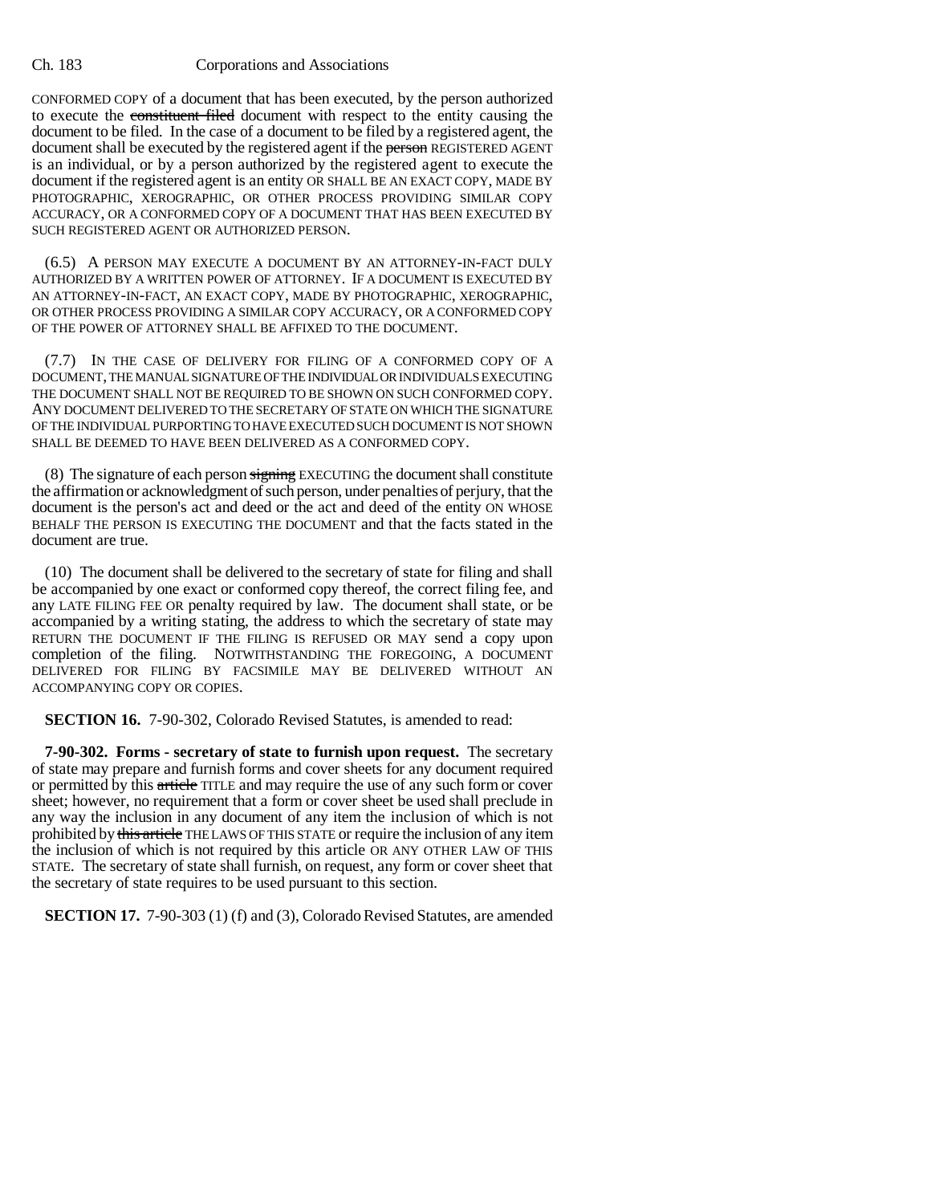CONFORMED COPY of a document that has been executed, by the person authorized to execute the ~~constituent filed~~ document with respect to the entity causing the document to be filed. In the case of a document to be filed by a registered agent, the document shall be executed by the registered agent if the ~~person~~ REGISTERED AGENT is an individual, or by a person authorized by the registered agent to execute the document if the registered agent is an entity OR SHALL BE AN EXACT COPY, MADE BY PHOTOGRAPHIC, XEROGRAPHIC, OR OTHER PROCESS PROVIDING SIMILAR COPY ACCURACY, OR A CONFORMED COPY OF A DOCUMENT THAT HAS BEEN EXECUTED BY SUCH REGISTERED AGENT OR AUTHORIZED PERSON.

(6.5) A PERSON MAY EXECUTE A DOCUMENT BY AN ATTORNEY-IN-FACT DULY AUTHORIZED BY A WRITTEN POWER OF ATTORNEY. IF A DOCUMENT IS EXECUTED BY AN ATTORNEY-IN-FACT, AN EXACT COPY, MADE BY PHOTOGRAPHIC, XEROGRAPHIC, OR OTHER PROCESS PROVIDING A SIMILAR COPY ACCURACY, OR A CONFORMED COPY OF THE POWER OF ATTORNEY SHALL BE AFFIXED TO THE DOCUMENT.

(7.7) IN THE CASE OF DELIVERY FOR FILING OF A CONFORMED COPY OF A DOCUMENT, THE MANUAL SIGNATURE OF THE INDIVIDUAL OR INDIVIDUALS EXECUTING THE DOCUMENT SHALL NOT BE REQUIRED TO BE SHOWN ON SUCH CONFORMED COPY. ANY DOCUMENT DELIVERED TO THE SECRETARY OF STATE ON WHICH THE SIGNATURE OF THE INDIVIDUAL PURPORTING TO HAVE EXECUTED SUCH DOCUMENT IS NOT SHOWN SHALL BE DEEMED TO HAVE BEEN DELIVERED AS A CONFORMED COPY.

(8) The signature of each person ~~signing~~ EXECUTING the document shall constitute the affirmation or acknowledgment of such person, under penalties of perjury, that the document is the person's act and deed or the act and deed of the entity ON WHOSE BEHALF THE PERSON IS EXECUTING THE DOCUMENT and that the facts stated in the document are true.

(10) The document shall be delivered to the secretary of state for filing and shall be accompanied by one exact or conformed copy thereof, the correct filing fee, and any LATE FILING FEE OR penalty required by law. The document shall state, or be accompanied by a writing stating, the address to which the secretary of state may RETURN THE DOCUMENT IF THE FILING IS REFUSED OR MAY send a copy upon completion of the filing. NOTWITHSTANDING THE FOREGOING, A DOCUMENT DELIVERED FOR FILING BY FACSIMILE MAY BE DELIVERED WITHOUT AN ACCOMPANYING COPY OR COPIES.

**SECTION 16.** 7-90-302, Colorado Revised Statutes, is amended to read:

**7-90-302. Forms - secretary of state to furnish upon request.** The secretary of state may prepare and furnish forms and cover sheets for any document required or permitted by this ~~article~~ TITLE and may require the use of any such form or cover sheet; however, no requirement that a form or cover sheet be used shall preclude in any way the inclusion in any document of any item the inclusion of which is not prohibited by ~~this article~~ THE LAWS OF THIS STATE or require the inclusion of any item the inclusion of which is not required by this article OR ANY OTHER LAW OF THIS STATE. The secretary of state shall furnish, on request, any form or cover sheet that the secretary of state requires to be used pursuant to this section.

**SECTION 17.** 7-90-303 (1) (f) and (3), Colorado Revised Statutes, are amended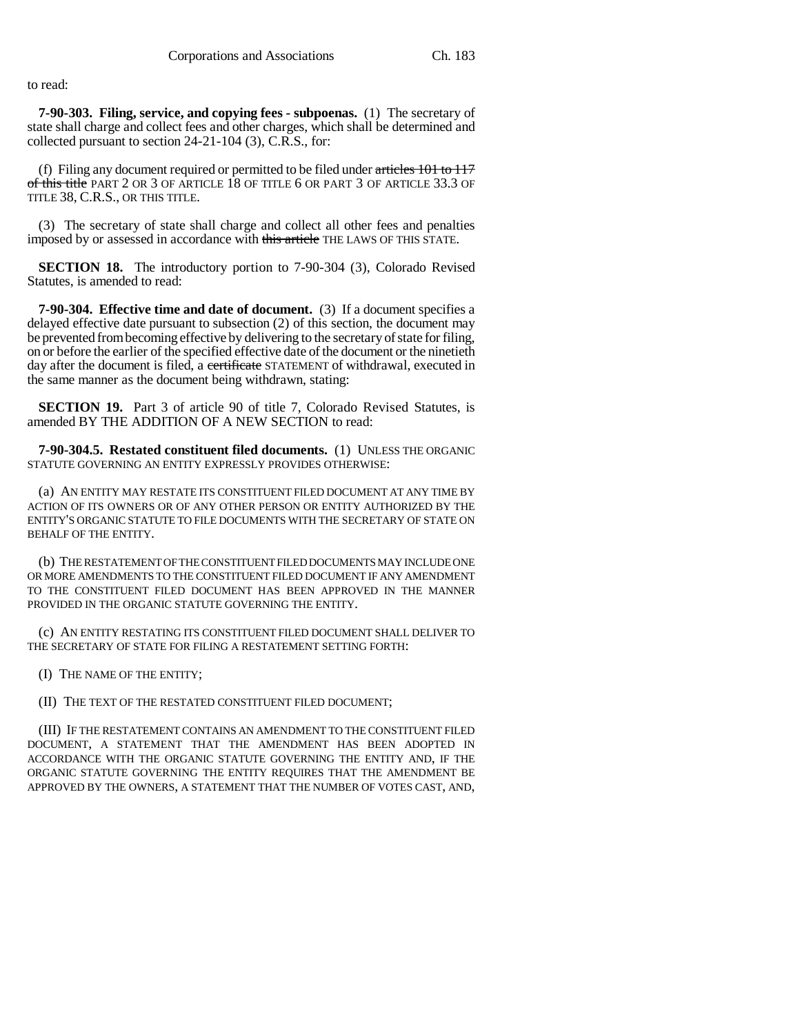to read:

**7-90-303. Filing, service, and copying fees - subpoenas.** (1) The secretary of state shall charge and collect fees and other charges, which shall be determined and collected pursuant to section 24-21-104 (3), C.R.S., for:

(f) Filing any document required or permitted to be filed under ~~articles 101 to 117 of this title~~ PART 2 OR 3 OF ARTICLE 18 OF TITLE 6 OR PART 3 OF ARTICLE 33.3 OF TITLE 38, C.R.S., OR THIS TITLE.

(3) The secretary of state shall charge and collect all other fees and penalties imposed by or assessed in accordance with ~~this article~~ THE LAWS OF THIS STATE.

**SECTION 18.** The introductory portion to 7-90-304 (3), Colorado Revised Statutes, is amended to read:

**7-90-304. Effective time and date of document.** (3) If a document specifies a delayed effective date pursuant to subsection (2) of this section, the document may be prevented from becoming effective by delivering to the secretary of state for filing, on or before the earlier of the specified effective date of the document or the ninetieth day after the document is filed, a ~~certificate~~ STATEMENT of withdrawal, executed in the same manner as the document being withdrawn, stating:

**SECTION 19.** Part 3 of article 90 of title 7, Colorado Revised Statutes, is amended BY THE ADDITION OF A NEW SECTION to read:

**7-90-304.5. Restated constituent filed documents.** (1) UNLESS THE ORGANIC STATUTE GOVERNING AN ENTITY EXPRESSLY PROVIDES OTHERWISE:

(a) AN ENTITY MAY RESTATE ITS CONSTITUENT FILED DOCUMENT AT ANY TIME BY ACTION OF ITS OWNERS OR OF ANY OTHER PERSON OR ENTITY AUTHORIZED BY THE ENTITY'S ORGANIC STATUTE TO FILE DOCUMENTS WITH THE SECRETARY OF STATE ON BEHALF OF THE ENTITY.

(b) THE RESTATEMENT OF THE CONSTITUENT FILED DOCUMENTS MAY INCLUDE ONE OR MORE AMENDMENTS TO THE CONSTITUENT FILED DOCUMENT IF ANY AMENDMENT TO THE CONSTITUENT FILED DOCUMENT HAS BEEN APPROVED IN THE MANNER PROVIDED IN THE ORGANIC STATUTE GOVERNING THE ENTITY.

(c) AN ENTITY RESTATING ITS CONSTITUENT FILED DOCUMENT SHALL DELIVER TO THE SECRETARY OF STATE FOR FILING A RESTATEMENT SETTING FORTH:

(I) THE NAME OF THE ENTITY;

(II) THE TEXT OF THE RESTATED CONSTITUENT FILED DOCUMENT;

(III) IF THE RESTATEMENT CONTAINS AN AMENDMENT TO THE CONSTITUENT FILED DOCUMENT, A STATEMENT THAT THE AMENDMENT HAS BEEN ADOPTED IN ACCORDANCE WITH THE ORGANIC STATUTE GOVERNING THE ENTITY AND, IF THE ORGANIC STATUTE GOVERNING THE ENTITY REQUIRES THAT THE AMENDMENT BE APPROVED BY THE OWNERS, A STATEMENT THAT THE NUMBER OF VOTES CAST, AND,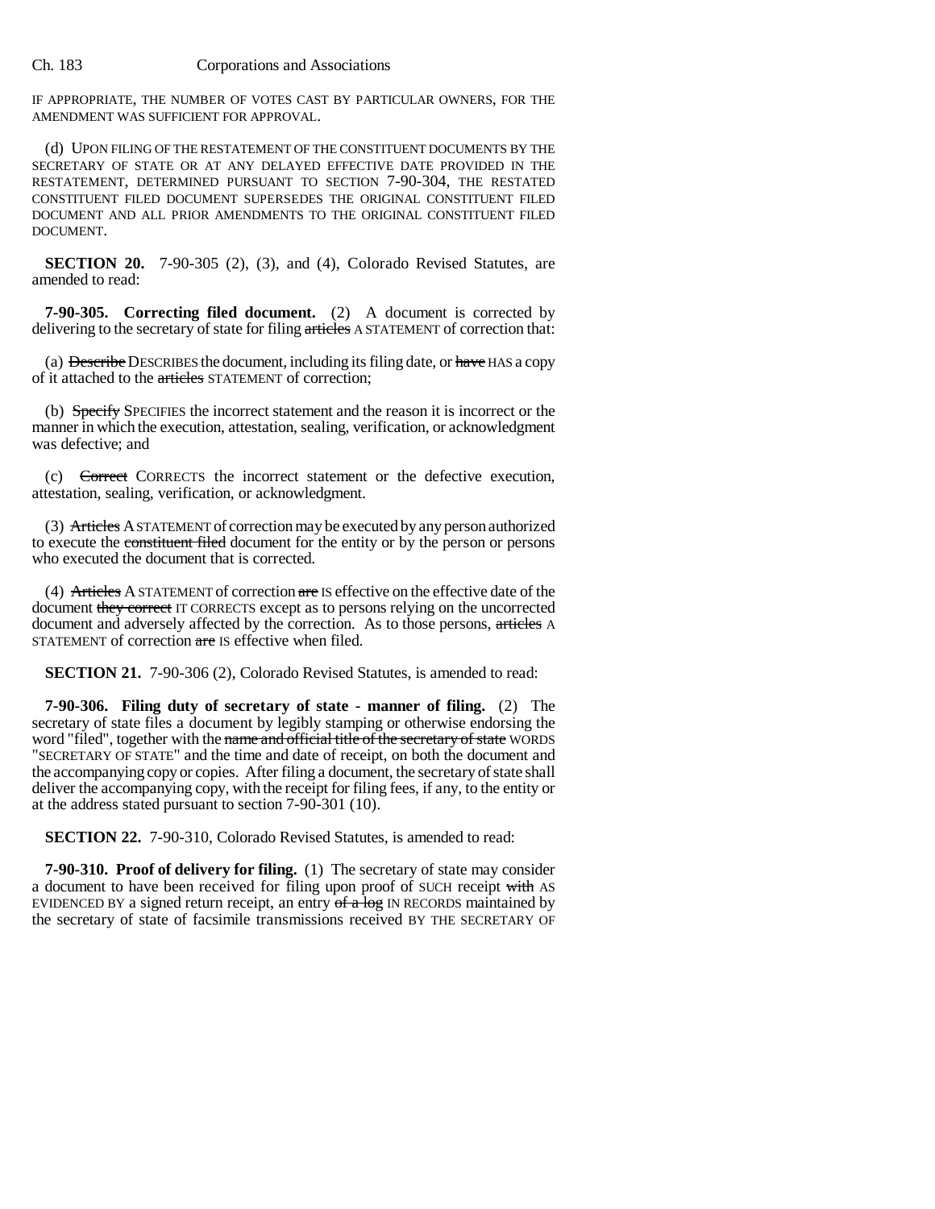IF APPROPRIATE, THE NUMBER OF VOTES CAST BY PARTICULAR OWNERS, FOR THE AMENDMENT WAS SUFFICIENT FOR APPROVAL.

(d) UPON FILING OF THE RESTATEMENT OF THE CONSTITUENT DOCUMENTS BY THE SECRETARY OF STATE OR AT ANY DELAYED EFFECTIVE DATE PROVIDED IN THE RESTATEMENT, DETERMINED PURSUANT TO SECTION 7-90-304, THE RESTATED CONSTITUENT FILED DOCUMENT SUPERSEDES THE ORIGINAL CONSTITUENT FILED DOCUMENT AND ALL PRIOR AMENDMENTS TO THE ORIGINAL CONSTITUENT FILED DOCUMENT.

**SECTION 20.** 7-90-305 (2), (3), and (4), Colorado Revised Statutes, are amended to read:

**7-90-305. Correcting filed document.** (2) A document is corrected by delivering to the secretary of state for filing ~~articles~~ A STATEMENT of correction that:

(a) ~~Describe~~ DESCRIBES the document, including its filing date, or ~~have~~ HAS a copy of it attached to the ~~articles~~ STATEMENT of correction;

(b) ~~Specify~~ SPECIFIES the incorrect statement and the reason it is incorrect or the manner in which the execution, attestation, sealing, verification, or acknowledgment was defective; and

(c) ~~Correct~~ CORRECTS the incorrect statement or the defective execution, attestation, sealing, verification, or acknowledgment.

(3) ~~Articles~~ A STATEMENT of correction may be executed by any person authorized to execute the ~~constituent filed~~ document for the entity or by the person or persons who executed the document that is corrected.

(4) ~~Articles~~ A STATEMENT of correction ~~are~~ IS effective on the effective date of the document ~~they correct~~ IT CORRECTS except as to persons relying on the uncorrected document and adversely affected by the correction. As to those persons, ~~articles~~ A STATEMENT of correction ~~are~~ IS effective when filed.

**SECTION 21.** 7-90-306 (2), Colorado Revised Statutes, is amended to read:

**7-90-306. Filing duty of secretary of state - manner of filing.** (2) The secretary of state files a document by legibly stamping or otherwise endorsing the word "filed", together with the ~~name and official title of the secretary of state~~ WORDS "SECRETARY OF STATE" and the time and date of receipt, on both the document and the accompanying copy or copies. After filing a document, the secretary of state shall deliver the accompanying copy, with the receipt for filing fees, if any, to the entity or at the address stated pursuant to section 7-90-301 (10).

**SECTION 22.** 7-90-310, Colorado Revised Statutes, is amended to read:

**7-90-310. Proof of delivery for filing.** (1) The secretary of state may consider a document to have been received for filing upon proof of SUCH receipt ~~with~~ AS EVIDENCED BY a signed return receipt, an entry ~~of a log~~ IN RECORDS maintained by the secretary of state of facsimile transmissions received BY THE SECRETARY OF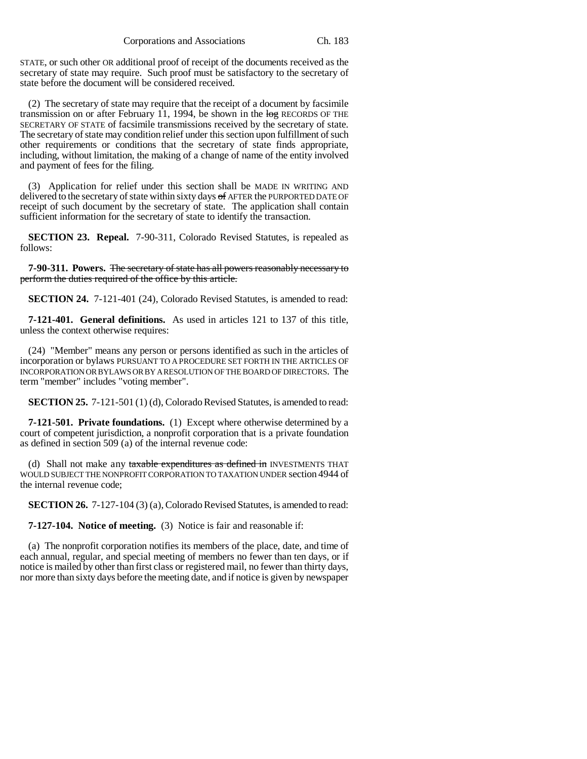STATE, or such other OR additional proof of receipt of the documents received as the secretary of state may require. Such proof must be satisfactory to the secretary of state before the document will be considered received.

(2) The secretary of state may require that the receipt of a document by facsimile transmission on or after February 11, 1994, be shown in the ~~log~~ RECORDS OF THE SECRETARY OF STATE of facsimile transmissions received by the secretary of state. The secretary of state may condition relief under this section upon fulfillment of such other requirements or conditions that the secretary of state finds appropriate, including, without limitation, the making of a change of name of the entity involved and payment of fees for the filing.

(3) Application for relief under this section shall be MADE IN WRITING AND delivered to the secretary of state within sixty days ~~of~~ AFTER the PURPORTED DATE OF receipt of such document by the secretary of state. The application shall contain sufficient information for the secretary of state to identify the transaction.

**SECTION 23. Repeal.** 7-90-311, Colorado Revised Statutes, is repealed as follows:

**7-90-311. Powers.** ~~The secretary of state has all powers reasonably necessary to perform the duties required of the office by this article.~~

**SECTION 24.** 7-121-401 (24), Colorado Revised Statutes, is amended to read:

**7-121-401. General definitions.** As used in articles 121 to 137 of this title, unless the context otherwise requires:

(24) "Member" means any person or persons identified as such in the articles of incorporation or bylaws PURSUANT TO A PROCEDURE SET FORTH IN THE ARTICLES OF INCORPORATION OR BYLAWS OR BY A RESOLUTION OF THE BOARD OF DIRECTORS. The term "member" includes "voting member".

**SECTION 25.** 7-121-501 (1) (d), Colorado Revised Statutes, is amended to read:

**7-121-501. Private foundations.** (1) Except where otherwise determined by a court of competent jurisdiction, a nonprofit corporation that is a private foundation as defined in section 509 (a) of the internal revenue code:

(d) Shall not make any ~~taxable expenditures as defined in~~ INVESTMENTS THAT WOULD SUBJECT THE NONPROFIT CORPORATION TO TAXATION UNDER section 4944 of the internal revenue code;

**SECTION 26.** 7-127-104 (3) (a), Colorado Revised Statutes, is amended to read:

**7-127-104. Notice of meeting.** (3) Notice is fair and reasonable if:

(a) The nonprofit corporation notifies its members of the place, date, and time of each annual, regular, and special meeting of members no fewer than ten days, or if notice is mailed by other than first class or registered mail, no fewer than thirty days, nor more than sixty days before the meeting date, and if notice is given by newspaper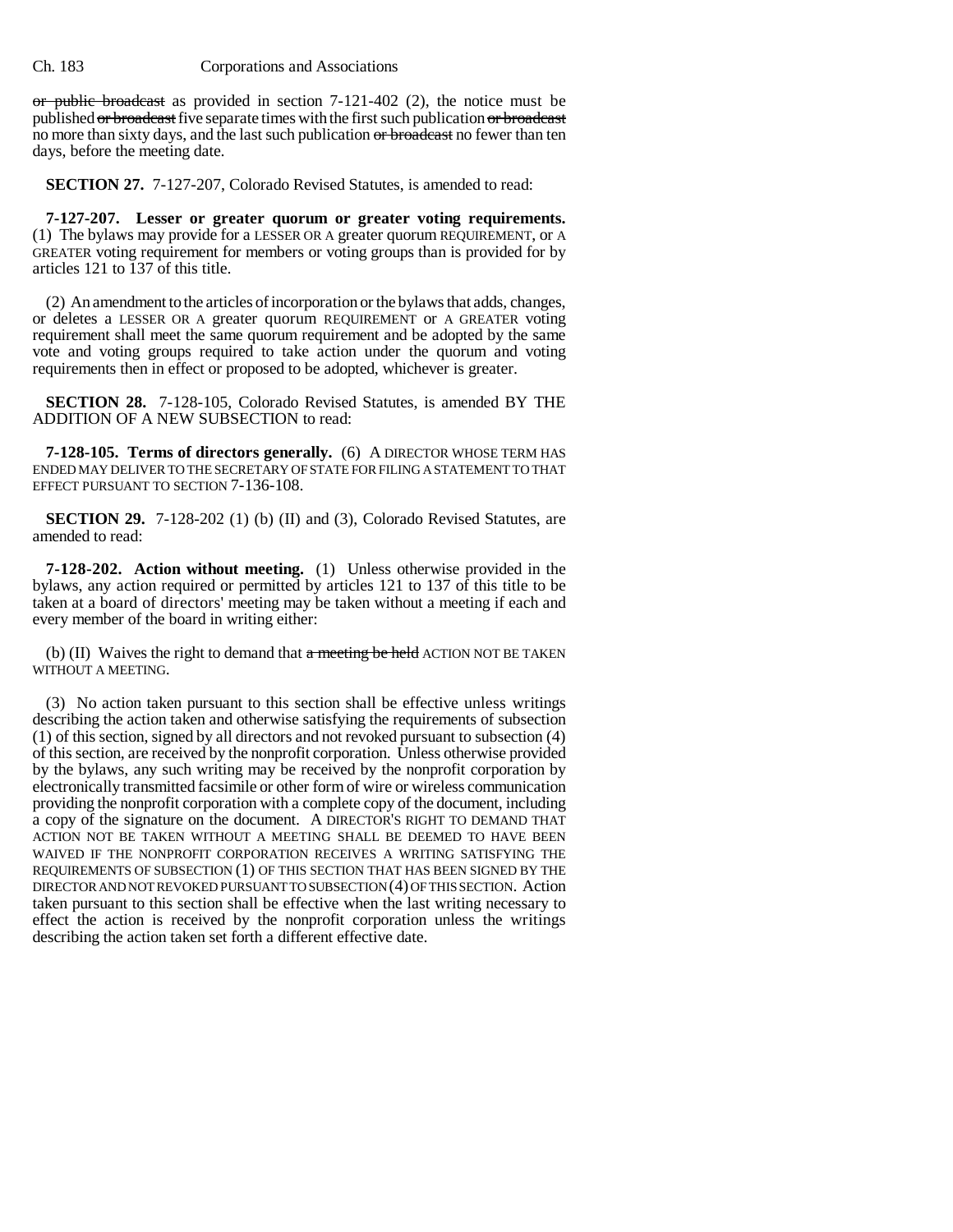~~or public broadcast~~ as provided in section 7-121-402 (2), the notice must be published ~~or broadcast~~ five separate times with the first such publication ~~or broadcast~~ no more than sixty days, and the last such publication ~~or broadcast~~ no fewer than ten days, before the meeting date.

**SECTION 27.** 7-127-207, Colorado Revised Statutes, is amended to read:

**7-127-207. Lesser or greater quorum or greater voting requirements.** (1) The bylaws may provide for a LESSER OR A greater quorum REQUIREMENT, or A GREATER voting requirement for members or voting groups than is provided for by articles 121 to 137 of this title.

(2) An amendment to the articles of incorporation or the bylaws that adds, changes, or deletes a LESSER OR A greater quorum REQUIREMENT or A GREATER voting requirement shall meet the same quorum requirement and be adopted by the same vote and voting groups required to take action under the quorum and voting requirements then in effect or proposed to be adopted, whichever is greater.

**SECTION 28.** 7-128-105, Colorado Revised Statutes, is amended BY THE ADDITION OF A NEW SUBSECTION to read:

**7-128-105. Terms of directors generally.** (6) A DIRECTOR WHOSE TERM HAS ENDED MAY DELIVER TO THE SECRETARY OF STATE FOR FILING A STATEMENT TO THAT EFFECT PURSUANT TO SECTION 7-136-108.

**SECTION 29.** 7-128-202 (1) (b) (II) and (3), Colorado Revised Statutes, are amended to read:

**7-128-202. Action without meeting.** (1) Unless otherwise provided in the bylaws, any action required or permitted by articles 121 to 137 of this title to be taken at a board of directors' meeting may be taken without a meeting if each and every member of the board in writing either:

(b) (II) Waives the right to demand that ~~a meeting be held~~ ACTION NOT BE TAKEN WITHOUT A MEETING.

(3) No action taken pursuant to this section shall be effective unless writings describing the action taken and otherwise satisfying the requirements of subsection (1) of this section, signed by all directors and not revoked pursuant to subsection (4) of this section, are received by the nonprofit corporation. Unless otherwise provided by the bylaws, any such writing may be received by the nonprofit corporation by electronically transmitted facsimile or other form of wire or wireless communication providing the nonprofit corporation with a complete copy of the document, including a copy of the signature on the document. A DIRECTOR'S RIGHT TO DEMAND THAT ACTION NOT BE TAKEN WITHOUT A MEETING SHALL BE DEEMED TO HAVE BEEN WAIVED IF THE NONPROFIT CORPORATION RECEIVES A WRITING SATISFYING THE REQUIREMENTS OF SUBSECTION (1) OF THIS SECTION THAT HAS BEEN SIGNED BY THE DIRECTOR AND NOT REVOKED PURSUANT TO SUBSECTION (4) OF THIS SECTION. Action taken pursuant to this section shall be effective when the last writing necessary to effect the action is received by the nonprofit corporation unless the writings describing the action taken set forth a different effective date.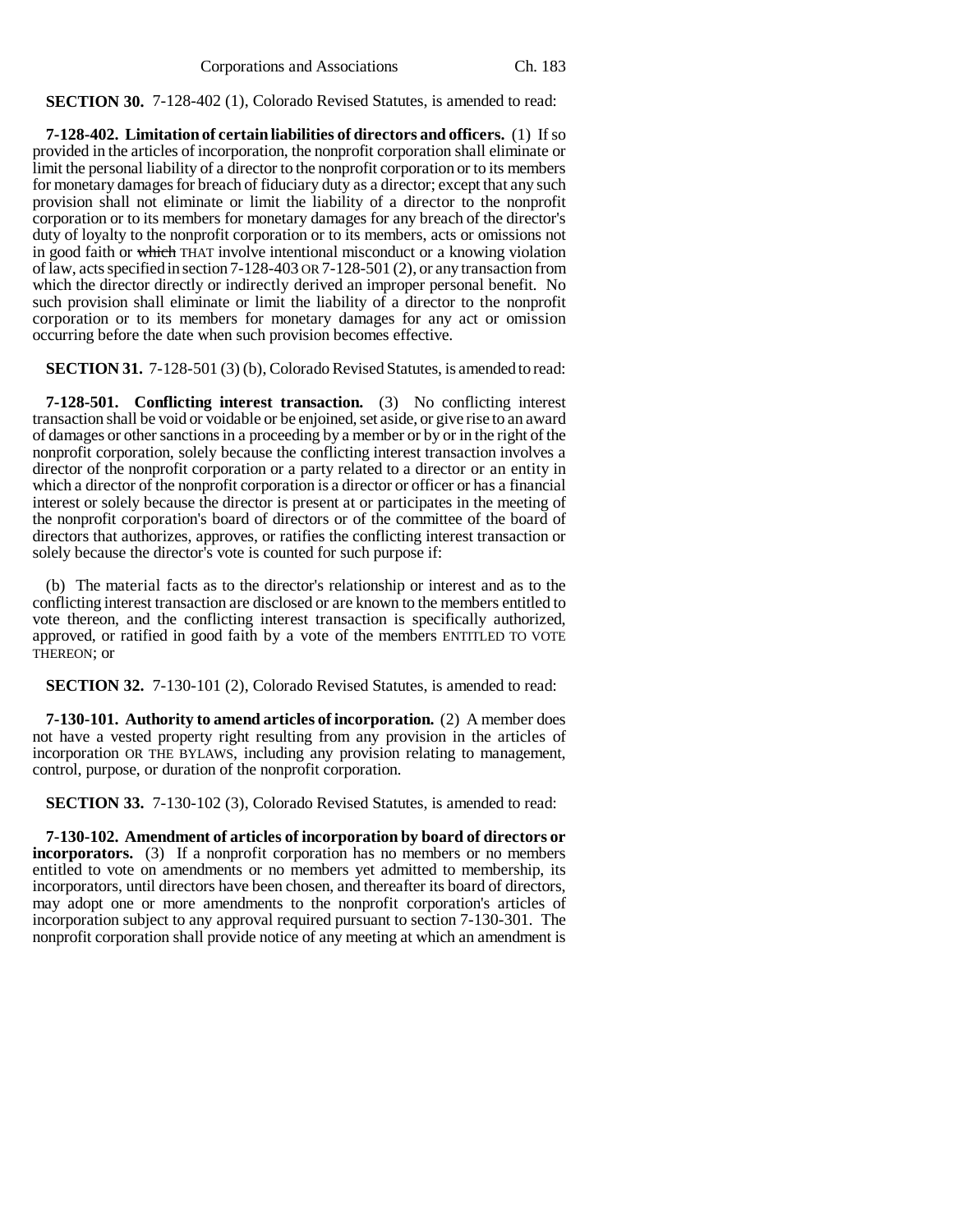**SECTION 30.** 7-128-402 (1), Colorado Revised Statutes, is amended to read:

**7-128-402. Limitation of certain liabilities of directors and officers.** (1) If so provided in the articles of incorporation, the nonprofit corporation shall eliminate or limit the personal liability of a director to the nonprofit corporation or to its members for monetary damages for breach of fiduciary duty as a director; except that any such provision shall not eliminate or limit the liability of a director to the nonprofit corporation or to its members for monetary damages for any breach of the director's duty of loyalty to the nonprofit corporation or to its members, acts or omissions not in good faith or ~~which~~ THAT involve intentional misconduct or a knowing violation of law, acts specified in section 7-128-403 OR 7-128-501 (2), or any transaction from which the director directly or indirectly derived an improper personal benefit. No such provision shall eliminate or limit the liability of a director to the nonprofit corporation or to its members for monetary damages for any act or omission occurring before the date when such provision becomes effective.

**SECTION 31.** 7-128-501 (3) (b), Colorado Revised Statutes, is amended to read:

**7-128-501. Conflicting interest transaction.** (3) No conflicting interest transaction shall be void or voidable or be enjoined, set aside, or give rise to an award of damages or other sanctions in a proceeding by a member or by or in the right of the nonprofit corporation, solely because the conflicting interest transaction involves a director of the nonprofit corporation or a party related to a director or an entity in which a director of the nonprofit corporation is a director or officer or has a financial interest or solely because the director is present at or participates in the meeting of the nonprofit corporation's board of directors or of the committee of the board of directors that authorizes, approves, or ratifies the conflicting interest transaction or solely because the director's vote is counted for such purpose if:

(b) The material facts as to the director's relationship or interest and as to the conflicting interest transaction are disclosed or are known to the members entitled to vote thereon, and the conflicting interest transaction is specifically authorized, approved, or ratified in good faith by a vote of the members ENTITLED TO VOTE THEREON; or

**SECTION 32.** 7-130-101 (2), Colorado Revised Statutes, is amended to read:

**7-130-101. Authority to amend articles of incorporation.** (2) A member does not have a vested property right resulting from any provision in the articles of incorporation OR THE BYLAWS, including any provision relating to management, control, purpose, or duration of the nonprofit corporation.

**SECTION 33.** 7-130-102 (3), Colorado Revised Statutes, is amended to read:

**7-130-102. Amendment of articles of incorporation by board of directors or incorporators.** (3) If a nonprofit corporation has no members or no members entitled to vote on amendments or no members yet admitted to membership, its incorporators, until directors have been chosen, and thereafter its board of directors, may adopt one or more amendments to the nonprofit corporation's articles of incorporation subject to any approval required pursuant to section 7-130-301. The nonprofit corporation shall provide notice of any meeting at which an amendment is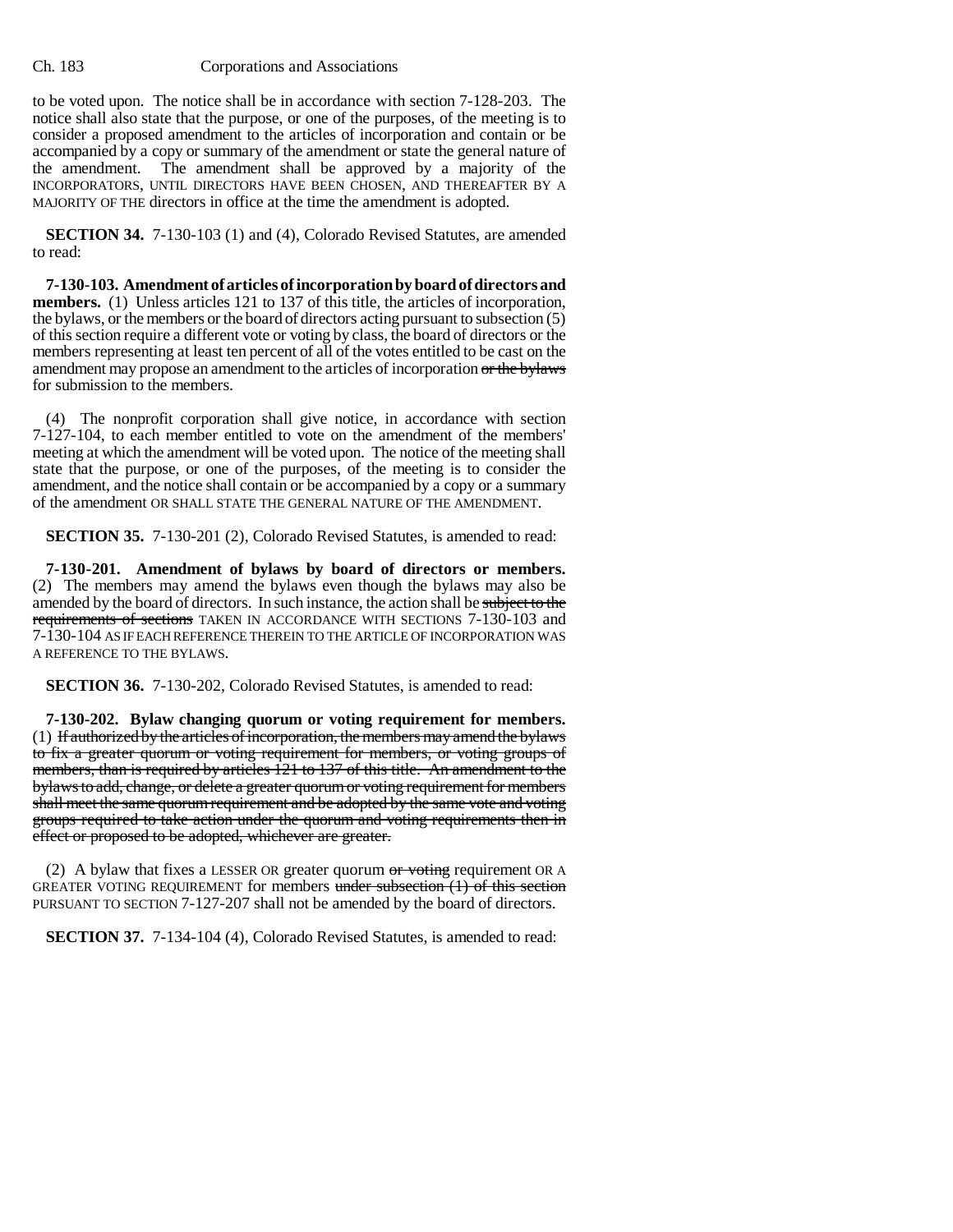to be voted upon. The notice shall be in accordance with section 7-128-203. The notice shall also state that the purpose, or one of the purposes, of the meeting is to consider a proposed amendment to the articles of incorporation and contain or be accompanied by a copy or summary of the amendment or state the general nature of the amendment. The amendment shall be approved by a majority of the INCORPORATORS, UNTIL DIRECTORS HAVE BEEN CHOSEN, AND THEREAFTER BY A MAJORITY OF THE directors in office at the time the amendment is adopted.

**SECTION 34.** 7-130-103 (1) and (4), Colorado Revised Statutes, are amended to read:

**7-130-103. Amendment of articles of incorporation by board of directors and members.** (1) Unless articles 121 to 137 of this title, the articles of incorporation, the bylaws, or the members or the board of directors acting pursuant to subsection (5) of this section require a different vote or voting by class, the board of directors or the members representing at least ten percent of all of the votes entitled to be cast on the amendment may propose an amendment to the articles of incorporation ~~or the bylaws~~ for submission to the members.

(4) The nonprofit corporation shall give notice, in accordance with section 7-127-104, to each member entitled to vote on the amendment of the members' meeting at which the amendment will be voted upon. The notice of the meeting shall state that the purpose, or one of the purposes, of the meeting is to consider the amendment, and the notice shall contain or be accompanied by a copy or a summary of the amendment OR SHALL STATE THE GENERAL NATURE OF THE AMENDMENT.

**SECTION 35.** 7-130-201 (2), Colorado Revised Statutes, is amended to read:

**7-130-201. Amendment of bylaws by board of directors or members.** (2) The members may amend the bylaws even though the bylaws may also be amended by the board of directors. In such instance, the action shall be ~~subject to the requirements of sections~~ TAKEN IN ACCORDANCE WITH SECTIONS 7-130-103 and 7-130-104 AS IF EACH REFERENCE THEREIN TO THE ARTICLE OF INCORPORATION WAS A REFERENCE TO THE BYLAWS.

**SECTION 36.** 7-130-202, Colorado Revised Statutes, is amended to read:

**7-130-202. Bylaw changing quorum or voting requirement for members.** (1) ~~If authorized by the articles of incorporation, the members may amend the bylaws to fix a greater quorum or voting requirement for members, or voting groups of members, than is required by articles 121 to 137 of this title. An amendment to the bylaws to add, change, or delete a greater quorum or voting requirement for members shall meet the same quorum requirement and be adopted by the same vote and voting groups required to take action under the quorum and voting requirements then in effect or proposed to be adopted, whichever are greater.~~

(2) A bylaw that fixes a LESSER OR greater quorum ~~or voting~~ requirement OR A GREATER VOTING REQUIREMENT for members ~~under subsection (1) of this section~~ PURSUANT TO SECTION 7-127-207 shall not be amended by the board of directors.

**SECTION 37.** 7-134-104 (4), Colorado Revised Statutes, is amended to read: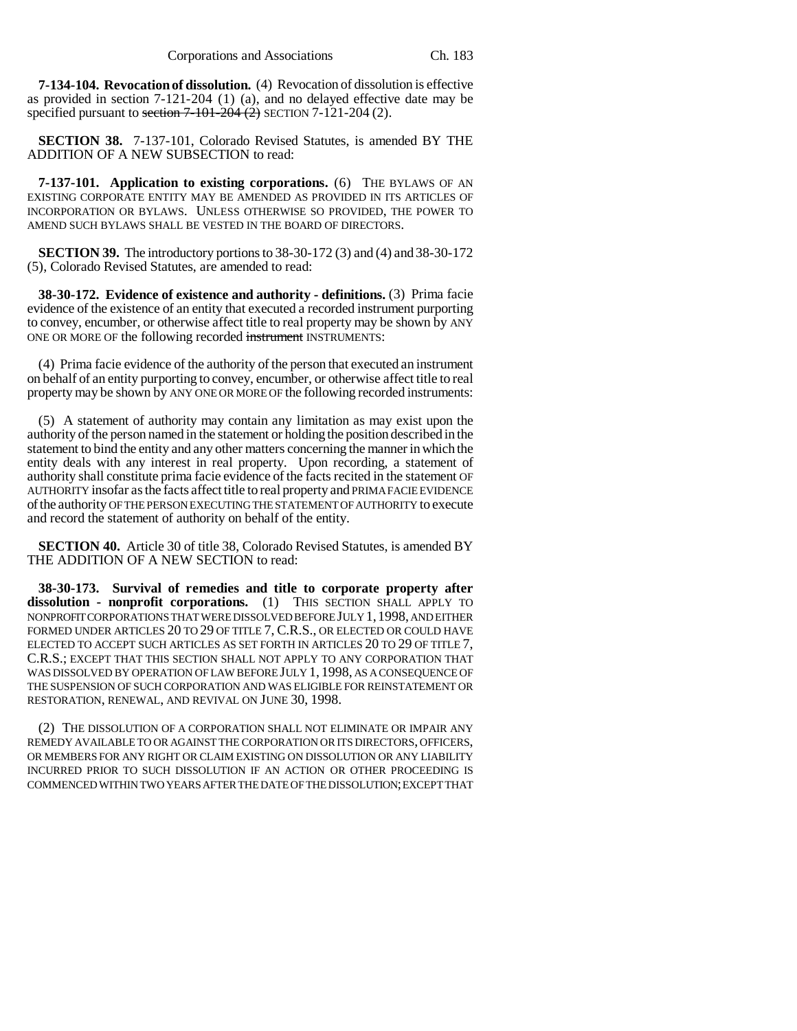**7-134-104. Revocation of dissolution.** (4) Revocation of dissolution is effective as provided in section 7-121-204 (1) (a), and no delayed effective date may be specified pursuant to ~~section 7-101-204 (2)~~ SECTION 7-121-204 (2).

**SECTION 38.** 7-137-101, Colorado Revised Statutes, is amended BY THE ADDITION OF A NEW SUBSECTION to read:

**7-137-101. Application to existing corporations.** (6) THE BYLAWS OF AN EXISTING CORPORATE ENTITY MAY BE AMENDED AS PROVIDED IN ITS ARTICLES OF INCORPORATION OR BYLAWS. UNLESS OTHERWISE SO PROVIDED, THE POWER TO AMEND SUCH BYLAWS SHALL BE VESTED IN THE BOARD OF DIRECTORS.

**SECTION 39.** The introductory portions to 38-30-172 (3) and (4) and 38-30-172 (5), Colorado Revised Statutes, are amended to read:

**38-30-172. Evidence of existence and authority - definitions.** (3) Prima facie evidence of the existence of an entity that executed a recorded instrument purporting to convey, encumber, or otherwise affect title to real property may be shown by ANY ONE OR MORE OF the following recorded ~~instrument~~ INSTRUMENTS:

(4) Prima facie evidence of the authority of the person that executed an instrument on behalf of an entity purporting to convey, encumber, or otherwise affect title to real property may be shown by ANY ONE OR MORE OF the following recorded instruments:

(5) A statement of authority may contain any limitation as may exist upon the authority of the person named in the statement or holding the position described in the statement to bind the entity and any other matters concerning the manner in which the entity deals with any interest in real property. Upon recording, a statement of authority shall constitute prima facie evidence of the facts recited in the statement OF AUTHORITY insofar as the facts affect title to real property and PRIMA FACIE EVIDENCE of the authority OF THE PERSON EXECUTING THE STATEMENT OF AUTHORITY to execute and record the statement of authority on behalf of the entity.

**SECTION 40.** Article 30 of title 38, Colorado Revised Statutes, is amended BY THE ADDITION OF A NEW SECTION to read:

**38-30-173. Survival of remedies and title to corporate property after dissolution - nonprofit corporations.** (1) THIS SECTION SHALL APPLY TO NONPROFIT CORPORATIONS THAT WERE DISSOLVED BEFORE JULY 1, 1998, AND EITHER FORMED UNDER ARTICLES 20 TO 29 OF TITLE 7, C.R.S., OR ELECTED OR COULD HAVE ELECTED TO ACCEPT SUCH ARTICLES AS SET FORTH IN ARTICLES 20 TO 29 OF TITLE 7, C.R.S.; EXCEPT THAT THIS SECTION SHALL NOT APPLY TO ANY CORPORATION THAT WAS DISSOLVED BY OPERATION OF LAW BEFORE JULY 1, 1998, AS A CONSEQUENCE OF THE SUSPENSION OF SUCH CORPORATION AND WAS ELIGIBLE FOR REINSTATEMENT OR RESTORATION, RENEWAL, AND REVIVAL ON JUNE 30, 1998.

(2) THE DISSOLUTION OF A CORPORATION SHALL NOT ELIMINATE OR IMPAIR ANY REMEDY AVAILABLE TO OR AGAINST THE CORPORATION OR ITS DIRECTORS, OFFICERS, OR MEMBERS FOR ANY RIGHT OR CLAIM EXISTING ON DISSOLUTION OR ANY LIABILITY INCURRED PRIOR TO SUCH DISSOLUTION IF AN ACTION OR OTHER PROCEEDING IS COMMENCED WITHIN TWO YEARS AFTER THE DATE OF THE DISSOLUTION; EXCEPT THAT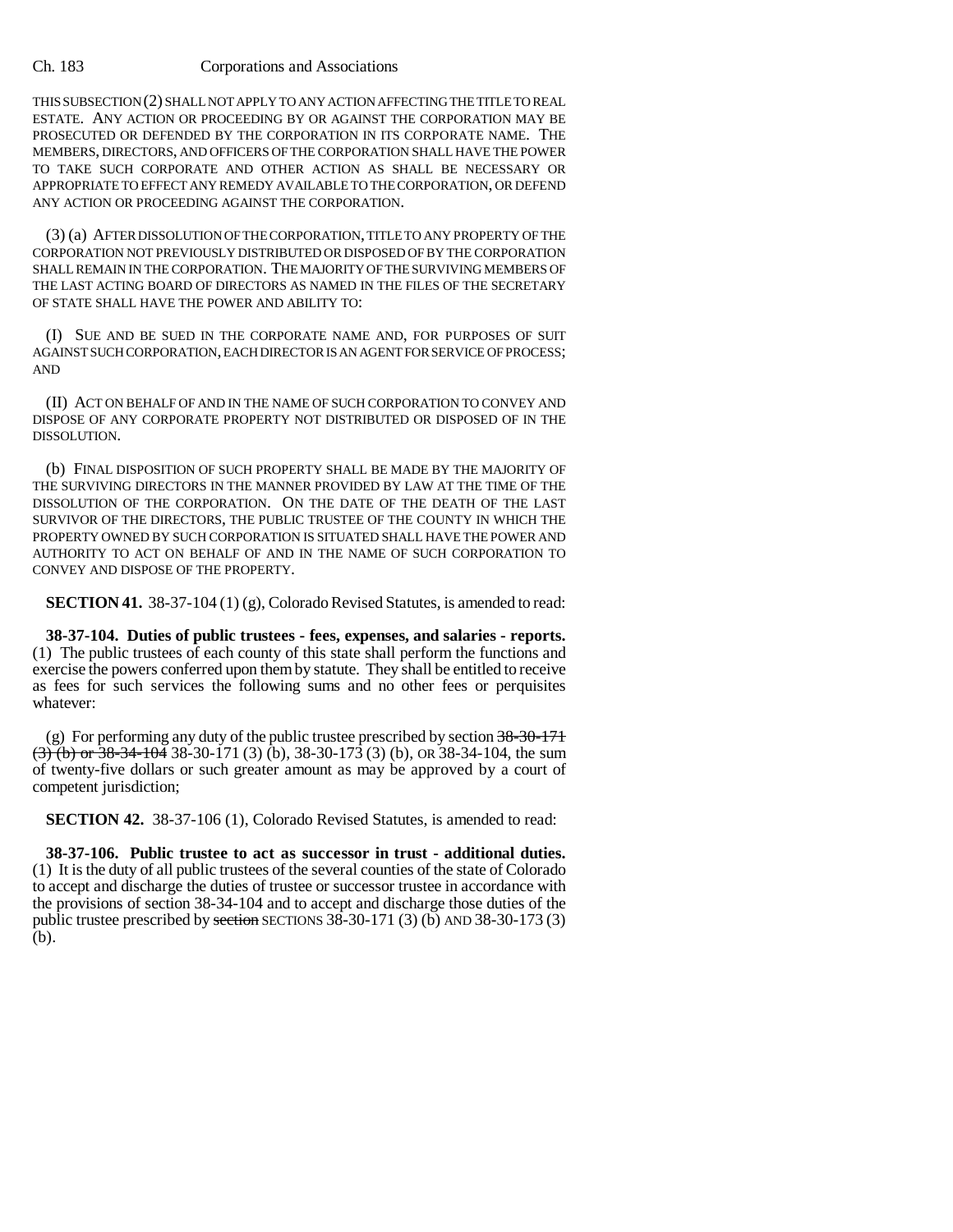THIS SUBSECTION (2) SHALL NOT APPLY TO ANY ACTION AFFECTING THE TITLE TO REAL ESTATE. ANY ACTION OR PROCEEDING BY OR AGAINST THE CORPORATION MAY BE PROSECUTED OR DEFENDED BY THE CORPORATION IN ITS CORPORATE NAME. THE MEMBERS, DIRECTORS, AND OFFICERS OF THE CORPORATION SHALL HAVE THE POWER TO TAKE SUCH CORPORATE AND OTHER ACTION AS SHALL BE NECESSARY OR APPROPRIATE TO EFFECT ANY REMEDY AVAILABLE TO THE CORPORATION, OR DEFEND ANY ACTION OR PROCEEDING AGAINST THE CORPORATION.

(3) (a) AFTER DISSOLUTION OF THE CORPORATION, TITLE TO ANY PROPERTY OF THE CORPORATION NOT PREVIOUSLY DISTRIBUTED OR DISPOSED OF BY THE CORPORATION SHALL REMAIN IN THE CORPORATION. THE MAJORITY OF THE SURVIVING MEMBERS OF THE LAST ACTING BOARD OF DIRECTORS AS NAMED IN THE FILES OF THE SECRETARY OF STATE SHALL HAVE THE POWER AND ABILITY TO:

(I) SUE AND BE SUED IN THE CORPORATE NAME AND, FOR PURPOSES OF SUIT AGAINST SUCH CORPORATION, EACH DIRECTOR IS AN AGENT FOR SERVICE OF PROCESS; AND

(II) ACT ON BEHALF OF AND IN THE NAME OF SUCH CORPORATION TO CONVEY AND DISPOSE OF ANY CORPORATE PROPERTY NOT DISTRIBUTED OR DISPOSED OF IN THE DISSOLUTION.

(b) FINAL DISPOSITION OF SUCH PROPERTY SHALL BE MADE BY THE MAJORITY OF THE SURVIVING DIRECTORS IN THE MANNER PROVIDED BY LAW AT THE TIME OF THE DISSOLUTION OF THE CORPORATION. ON THE DATE OF THE DEATH OF THE LAST SURVIVOR OF THE DIRECTORS, THE PUBLIC TRUSTEE OF THE COUNTY IN WHICH THE PROPERTY OWNED BY SUCH CORPORATION IS SITUATED SHALL HAVE THE POWER AND AUTHORITY TO ACT ON BEHALF OF AND IN THE NAME OF SUCH CORPORATION TO CONVEY AND DISPOSE OF THE PROPERTY.

**SECTION 41.** 38-37-104 (1) (g), Colorado Revised Statutes, is amended to read:

**38-37-104. Duties of public trustees - fees, expenses, and salaries - reports.** (1) The public trustees of each county of this state shall perform the functions and exercise the powers conferred upon them by statute. They shall be entitled to receive as fees for such services the following sums and no other fees or perquisites whatever:

(g) For performing any duty of the public trustee prescribed by section ~~38-30-171 (3) (b) or 38-34-104~~ 38-30-171 (3) (b), 38-30-173 (3) (b), OR 38-34-104, the sum of twenty-five dollars or such greater amount as may be approved by a court of competent jurisdiction;

**SECTION 42.** 38-37-106 (1), Colorado Revised Statutes, is amended to read:

**38-37-106. Public trustee to act as successor in trust - additional duties.** (1) It is the duty of all public trustees of the several counties of the state of Colorado to accept and discharge the duties of trustee or successor trustee in accordance with the provisions of section 38-34-104 and to accept and discharge those duties of the public trustee prescribed by ~~section~~ SECTIONS 38-30-171 (3) (b) AND 38-30-173 (3) (b).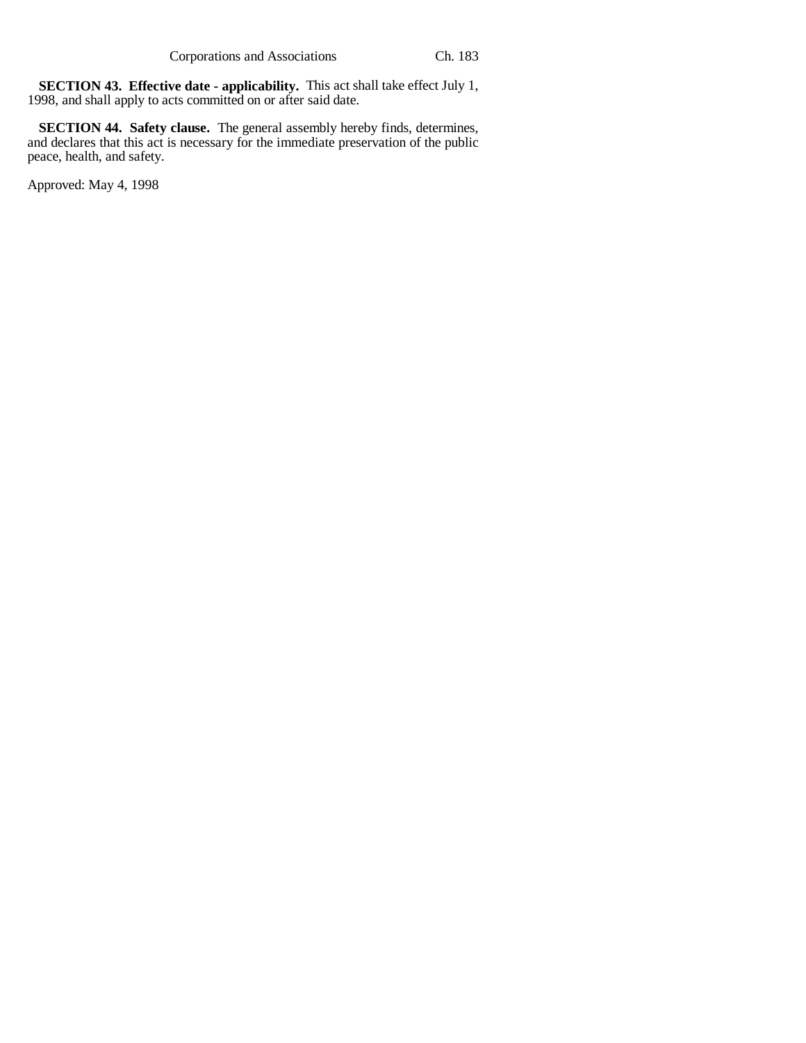**SECTION 43. Effective date - applicability.** This act shall take effect July 1, 1998, and shall apply to acts committed on or after said date.

**SECTION 44. Safety clause.** The general assembly hereby finds, determines, and declares that this act is necessary for the immediate preservation of the public peace, health, and safety.

Approved: May 4, 1998